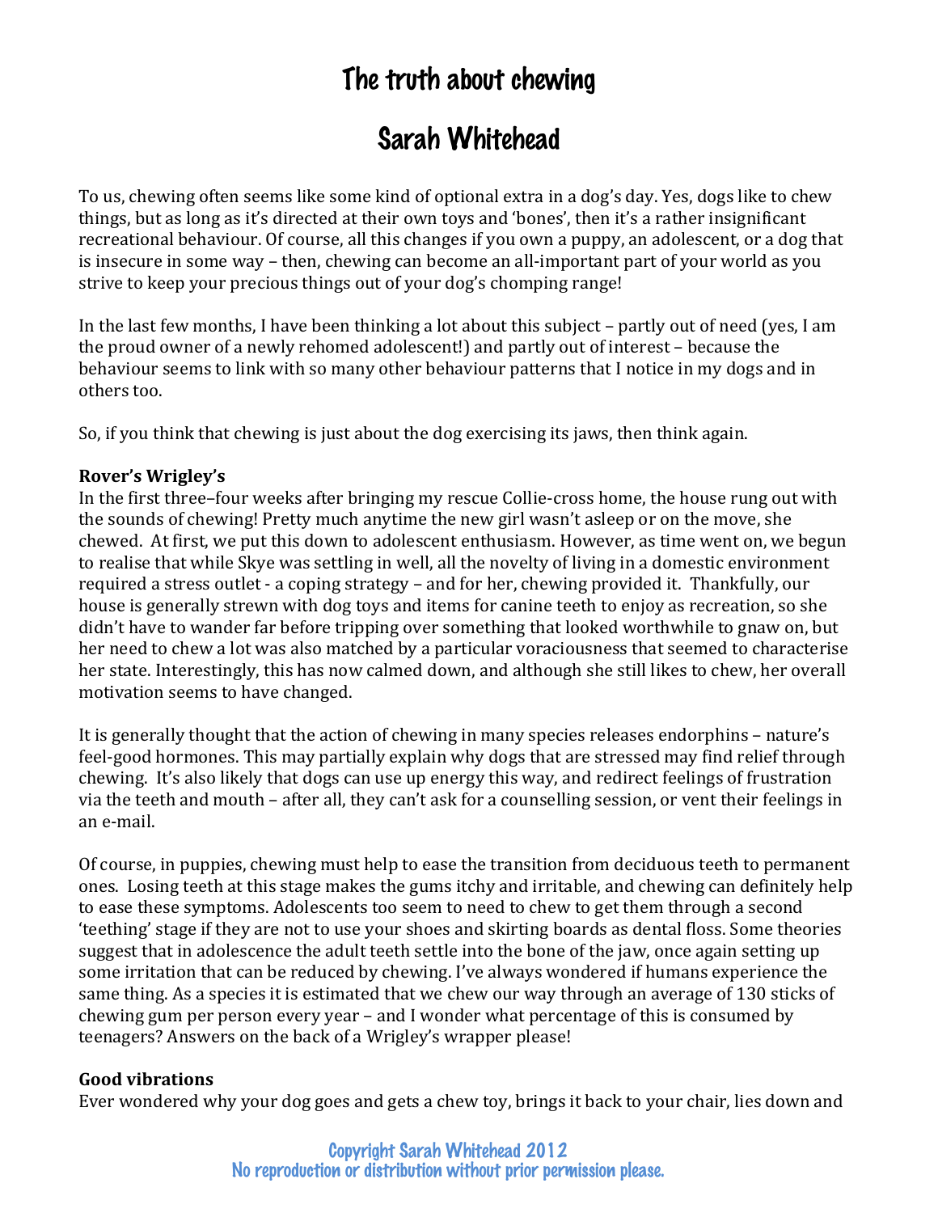# The truth about chewing

## Sarah Whitehead

To us, chewing often seems like some kind of optional extra in a dog's day. Yes, dogs like to chew things, but as long as it's directed at their own toys and 'bones', then it's a rather insignificant recreational behaviour. Of course, all this changes if you own a puppy, an adolescent, or a dog that is insecure in some way – then, chewing can become an all-important part of your world as you strive to keep your precious things out of your dog's chomping range!

In the last few months, I have been thinking a lot about this subject – partly out of need (yes, I am the proud owner of a newly rehomed adolescent!) and partly out of interest – because the behaviour seems to link with so many other behaviour patterns that I notice in my dogs and in others too.

So, if you think that chewing is just about the dog exercising its jaws, then think again.

**Rover's Wrigley's**

In the first three–four weeks after bringing my rescue Collie-cross home, the house rung out with the sounds of chewing! Pretty much anytime the new girl wasn't asleep or on the move, she chewed. At first, we put this down to adolescent enthusiasm. However, as time went on, we begun to realise that while Skye was settling in well, all the novelty of living in a domestic environment required a stress outlet - a coping strategy – and for her, chewing provided it. Thankfully, our house is generally strewn with dog toys and items for canine teeth to enjoy as recreation, so she didn't have to wander far before tripping over something that looked worthwhile to gnaw on, but her need to chew a lot was also matched by a particular voraciousness that seemed to characterise her state. Interestingly, this has now calmed down, and although she still likes to chew, her overall motivation seems to have changed.

It is generally thought that the action of chewing in many species releases endorphins – nature's feel-good hormones. This may partially explain why dogs that are stressed may find relief through chewing. It's also likely that dogs can use up energy this way, and redirect feelings of frustration via the teeth and mouth – after all, they can't ask for a counselling session, or vent their feelings in an e-mail.

Of course, in puppies, chewing must help to ease the transition from deciduous teeth to permanent ones. Losing teeth at this stage makes the gums itchy and irritable, and chewing can definitely help to ease these symptoms. Adolescents too seem to need to chew to get them through a second 'teething' stage if they are not to use your shoes and skirting boards as dental floss. Some theories suggest that in adolescence the adult teeth settle into the bone of the jaw, once again setting up some irritation that can be reduced by chewing. I've always wondered if humans experience the same thing. As a species it is estimated that we chew our way through an average of 130 sticks of chewing gum per person every year – and I wonder what percentage of this is consumed by teenagers? Answers on the back of a Wrigley's wrapper please!

**Good vibrations**

Ever wondered why your dog goes and gets a chew toy, brings it back to your chair, lies down and

Copyright Sarah Whitehead 2012
No reproduction or distribution without prior permission please.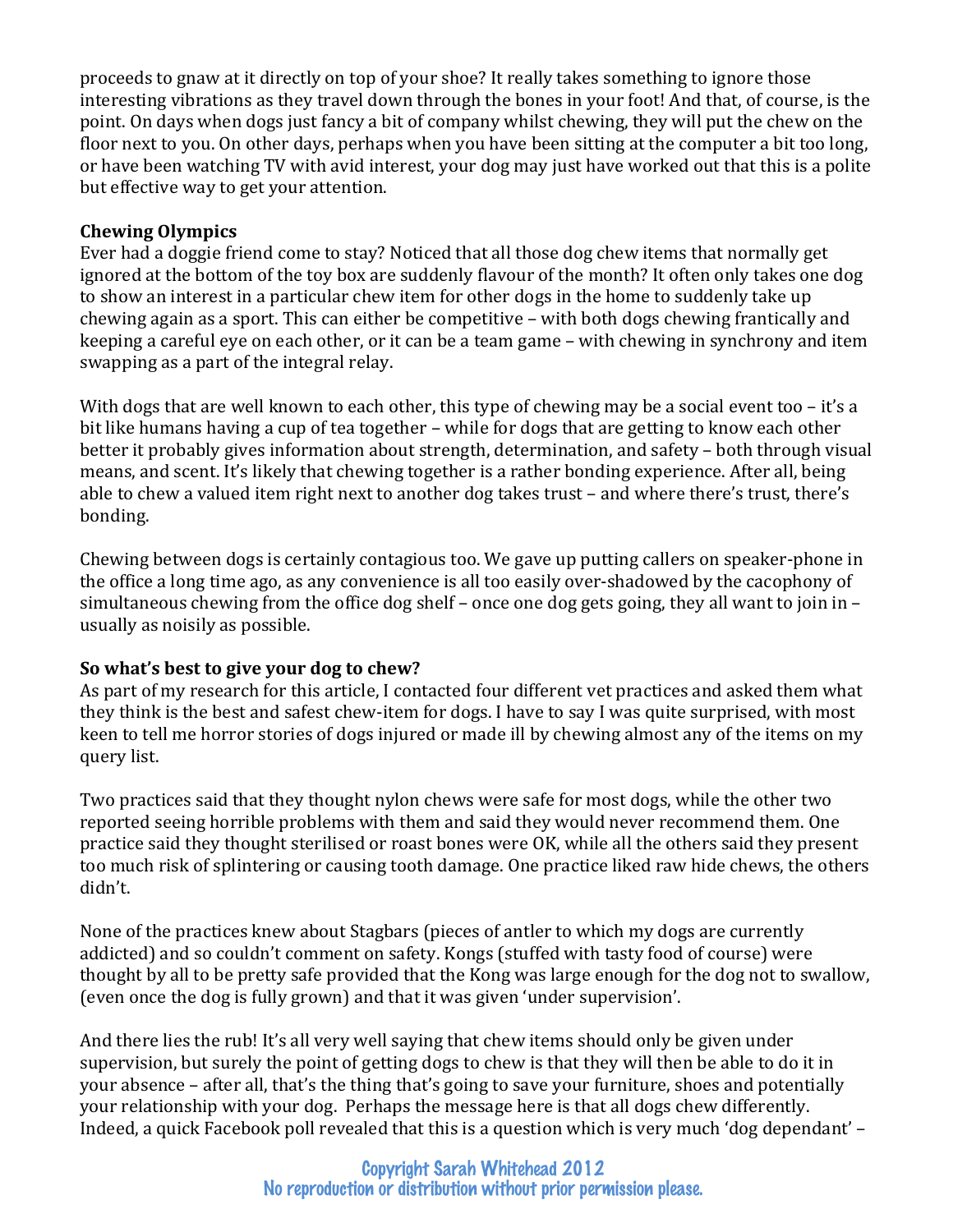proceeds to gnaw at it directly on top of your shoe? It really takes something to ignore those interesting vibrations as they travel down through the bones in your foot! And that, of course, is the point. On days when dogs just fancy a bit of company whilst chewing, they will put the chew on the floor next to you. On other days, perhaps when you have been sitting at the computer a bit too long, or have been watching TV with avid interest, your dog may just have worked out that this is a polite but effective way to get your attention.

**Chewing Olympics**

Ever had a doggie friend come to stay? Noticed that all those dog chew items that normally get ignored at the bottom of the toy box are suddenly flavour of the month? It often only takes one dog to show an interest in a particular chew item for other dogs in the home to suddenly take up chewing again as a sport. This can either be competitive – with both dogs chewing frantically and keeping a careful eye on each other, or it can be a team game – with chewing in synchrony and item swapping as a part of the integral relay.

With dogs that are well known to each other, this type of chewing may be a social event too – it's a bit like humans having a cup of tea together – while for dogs that are getting to know each other better it probably gives information about strength, determination, and safety – both through visual means, and scent. It's likely that chewing together is a rather bonding experience. After all, being able to chew a valued item right next to another dog takes trust – and where there's trust, there's bonding.

Chewing between dogs is certainly contagious too. We gave up putting callers on speaker-phone in the office a long time ago, as any convenience is all too easily over-shadowed by the cacophony of simultaneous chewing from the office dog shelf – once one dog gets going, they all want to join in – usually as noisily as possible.

**So what's best to give your dog to chew?**

As part of my research for this article, I contacted four different vet practices and asked them what they think is the best and safest chew-item for dogs. I have to say I was quite surprised, with most keen to tell me horror stories of dogs injured or made ill by chewing almost any of the items on my query list.

Two practices said that they thought nylon chews were safe for most dogs, while the other two reported seeing horrible problems with them and said they would never recommend them. One practice said they thought sterilised or roast bones were OK, while all the others said they present too much risk of splintering or causing tooth damage. One practice liked raw hide chews, the others didn't.

None of the practices knew about Stagbars (pieces of antler to which my dogs are currently addicted) and so couldn't comment on safety. Kongs (stuffed with tasty food of course) were thought by all to be pretty safe provided that the Kong was large enough for the dog not to swallow, (even once the dog is fully grown) and that it was given 'under supervision'.

And there lies the rub! It's all very well saying that chew items should only be given under supervision, but surely the point of getting dogs to chew is that they will then be able to do it in your absence – after all, that's the thing that's going to save your furniture, shoes and potentially your relationship with your dog. Perhaps the message here is that all dogs chew differently. Indeed, a quick Facebook poll revealed that this is a question which is very much 'dog dependant' –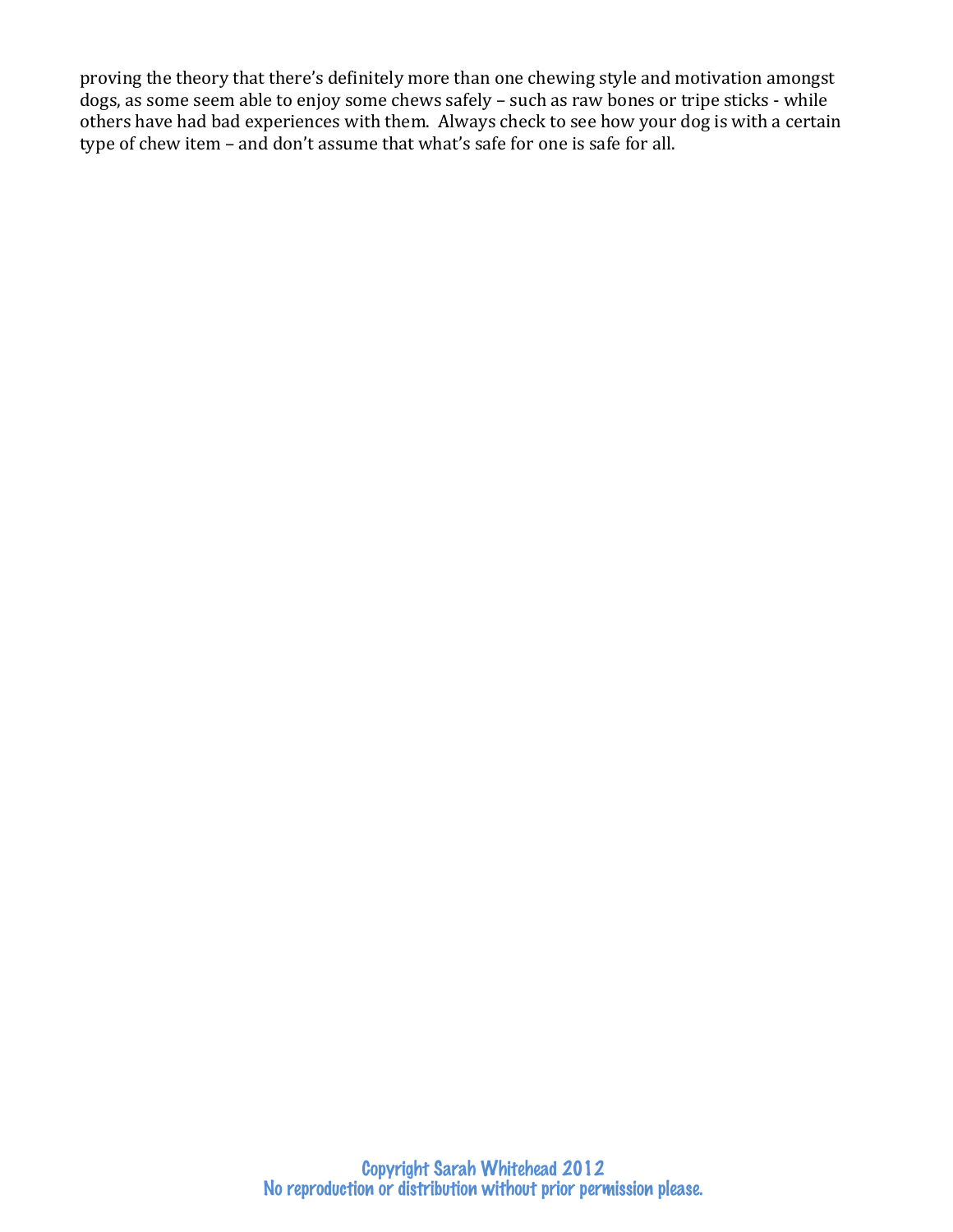proving the theory that there's definitely more than one chewing style and motivation amongst dogs, as some seem able to enjoy some chews safely – such as raw bones or tripe sticks - while others have had bad experiences with them. Always check to see how your dog is with a certain type of chew item – and don't assume that what's safe for one is safe for all.